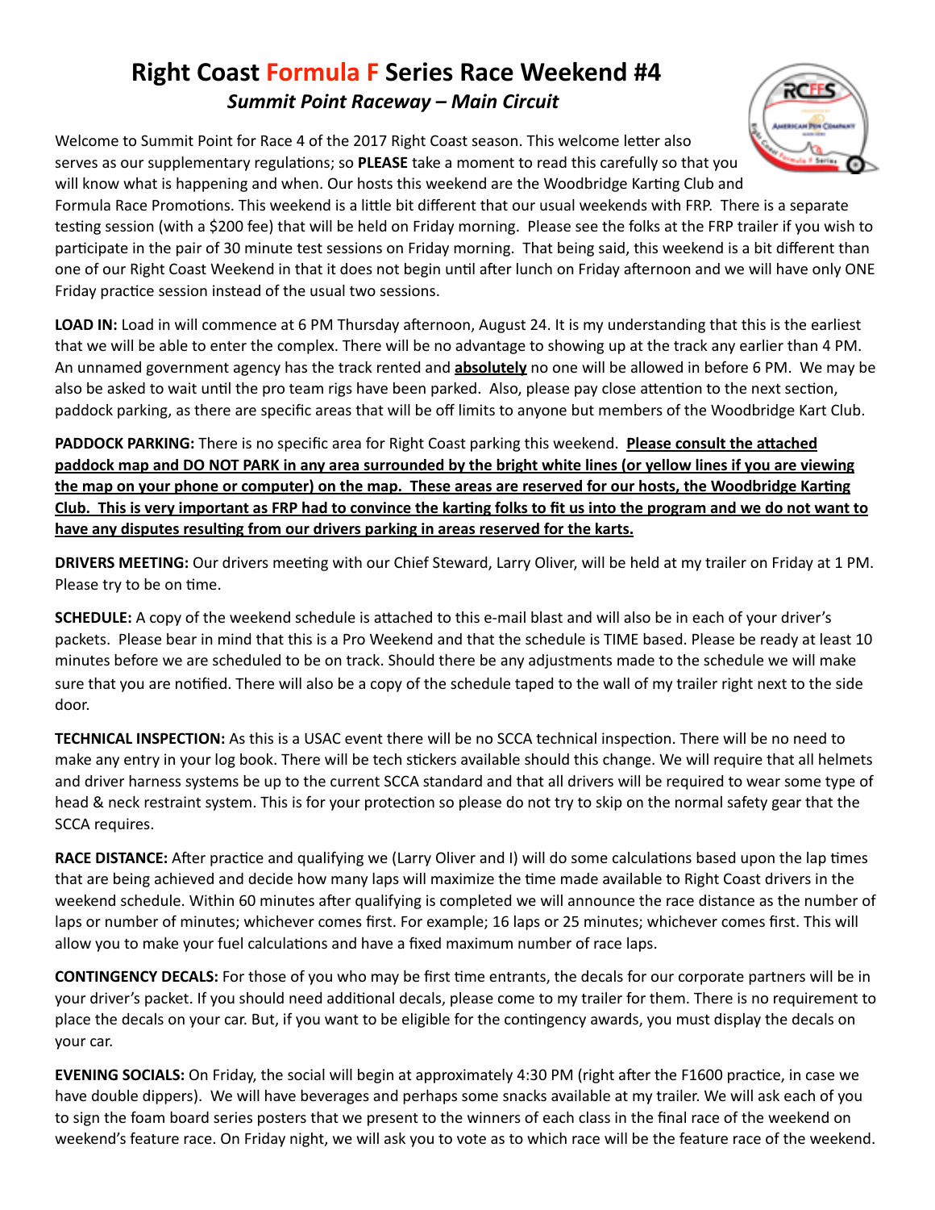# Right Coast Formula F Series Race Weekend #4

### *Summit Point Raceway – Main Circuit*

Welcome to Summit Point for Race 4 of the 2017 Right Coast season. This welcome letter also serves as our supplementary regulations; so **PLEASE** take a moment to read this carefully so that you will know what is happening and when. Our hosts this weekend are the Woodbridge Karting Club and Formula Race Promotions. This weekend is a little bit different that our usual weekends with FRP. There is a separate testing session (with a $200 fee) that will be held on Friday morning. Please see the folks at the FRP trailer if you wish to participate in the pair of 30 minute test sessions on Friday morning. That being said, this weekend is a bit different than one of our Right Coast Weekend in that it does not begin until after lunch on Friday afternoon and we will have only ONE Friday practice session instead of the usual two sessions.

**LOAD IN:** Load in will commence at 6 PM Thursday afternoon, August 24. It is my understanding that this is the earliest that we will be able to enter the complex. There will be no advantage to showing up at the track any earlier than 4 PM. An unnamed government agency has the track rented and **absolutely** no one will be allowed in before 6 PM. We may be also be asked to wait until the pro team rigs have been parked. Also, please pay close attention to the next section, paddock parking, as there are specific areas that will be off limits to anyone but members of the Woodbridge Kart Club.

**PADDOCK PARKING:** There is no specific area for Right Coast parking this weekend. **Please consult the attached paddock map and DO NOT PARK in any area surrounded by the bright white lines (or yellow lines if you are viewing the map on your phone or computer) on the map. These areas are reserved for our hosts, the Woodbridge Karting Club. This is very important as FRP had to convince the karting folks to fit us into the program and we do not want to have any disputes resulting from our drivers parking in areas reserved for the karts.**

**DRIVERS MEETING:** Our drivers meeting with our Chief Steward, Larry Oliver, will be held at my trailer on Friday at 1 PM. Please try to be on time.

**SCHEDULE:** A copy of the weekend schedule is attached to this e-mail blast and will also be in each of your driver's packets. Please bear in mind that this is a Pro Weekend and that the schedule is TIME based. Please be ready at least 10 minutes before we are scheduled to be on track. Should there be any adjustments made to the schedule we will make sure that you are notified. There will also be a copy of the schedule taped to the wall of my trailer right next to the side door.

**TECHNICAL INSPECTION:** As this is a USAC event there will be no SCCA technical inspection. There will be no need to make any entry in your log book. There will be tech stickers available should this change. We will require that all helmets and driver harness systems be up to the current SCCA standard and that all drivers will be required to wear some type of head & neck restraint system. This is for your protection so please do not try to skip on the normal safety gear that the SCCA requires.

**RACE DISTANCE:** After practice and qualifying we (Larry Oliver and I) will do some calculations based upon the lap times that are being achieved and decide how many laps will maximize the time made available to Right Coast drivers in the weekend schedule. Within 60 minutes after qualifying is completed we will announce the race distance as the number of laps or number of minutes; whichever comes first. For example; 16 laps or 25 minutes; whichever comes first. This will allow you to make your fuel calculations and have a fixed maximum number of race laps.

**CONTINGENCY DECALS:** For those of you who may be first time entrants, the decals for our corporate partners will be in your driver's packet. If you should need additional decals, please come to my trailer for them. There is no requirement to place the decals on your car. But, if you want to be eligible for the contingency awards, you must display the decals on your car.

**EVENING SOCIALS:** On Friday, the social will begin at approximately 4:30 PM (right after the F1600 practice, in case we have double dippers). We will have beverages and perhaps some snacks available at my trailer. We will ask each of you to sign the foam board series posters that we present to the winners of each class in the final race of the weekend on weekend's feature race. On Friday night, we will ask you to vote as to which race will be the feature race of the weekend.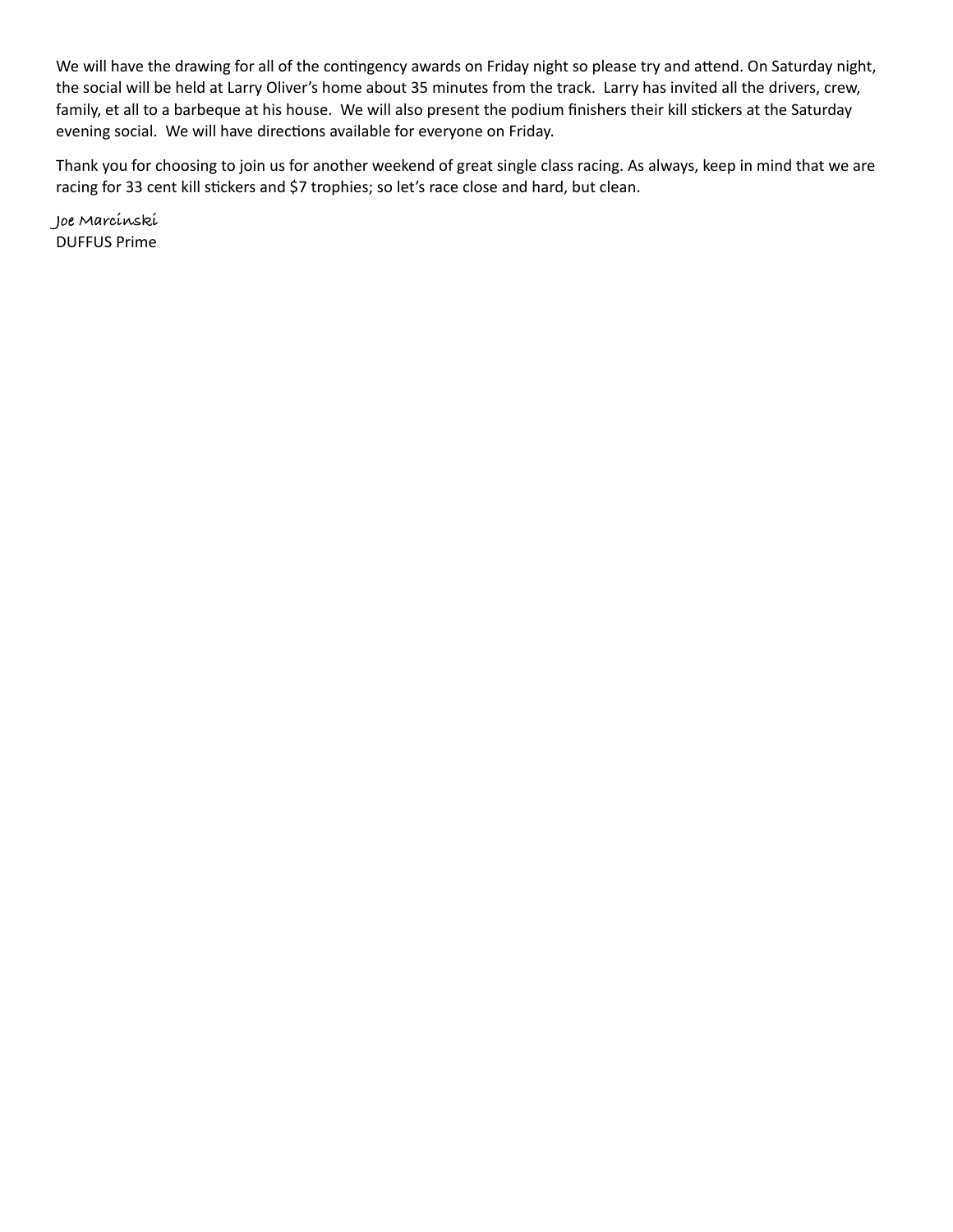We will have the drawing for all of the contingency awards on Friday night so please try and attend. On Saturday night, the social will be held at Larry Oliver's home about 35 minutes from the track. Larry has invited all the drivers, crew, family, et all to a barbeque at his house. We will also present the podium finishers their kill stickers at the Saturday evening social. We will have directions available for everyone on Friday.

Thank you for choosing to join us for another weekend of great single class racing. As always, keep in mind that we are racing for 33 cent kill stickers and $7 trophies; so let's race close and hard, but clean.

Joe Marcinski
DUFFUS Prime